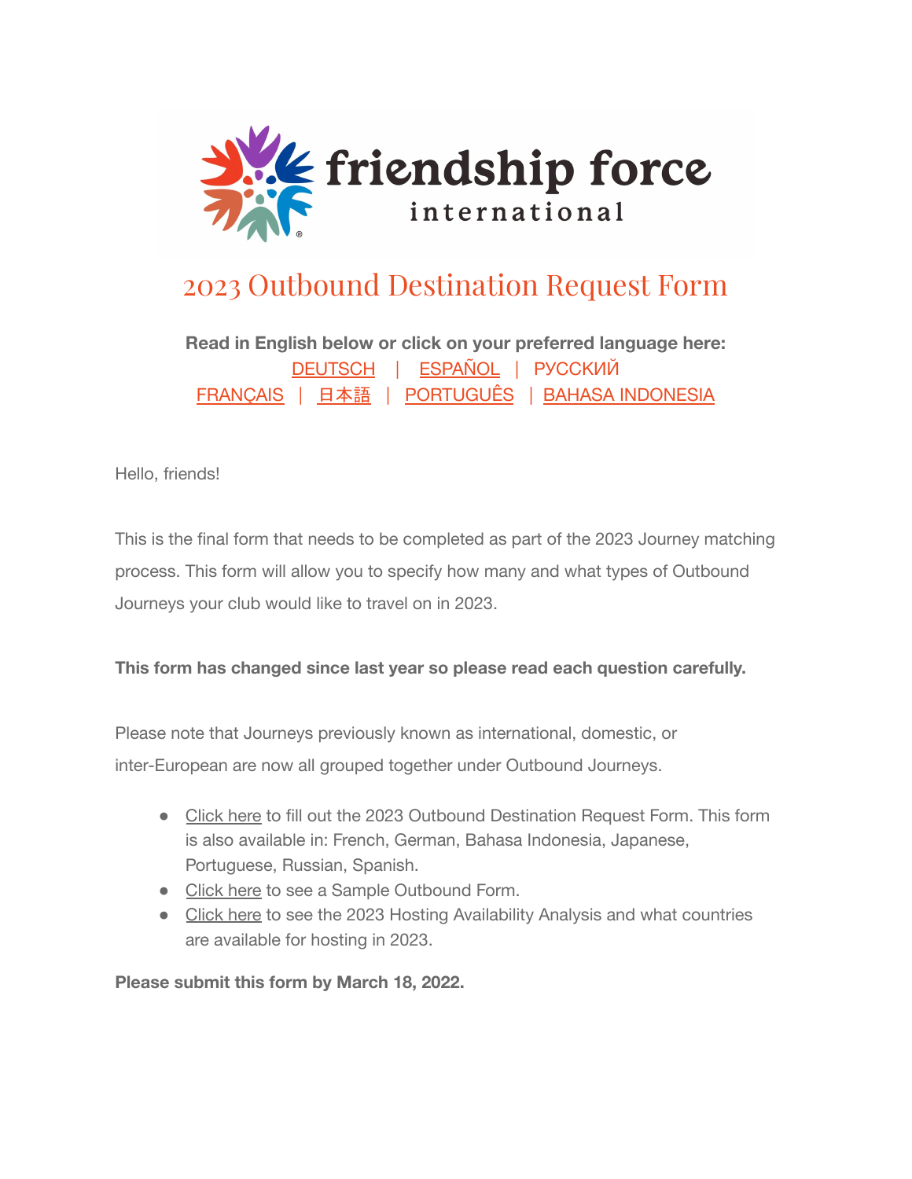friendship force international

# 2023 Outbound Destination Request Form

**Read in English below or click on your preferred language here:**
DEUTSCH | ESPAÑOL | РУССКИЙ
FRANÇAIS | 日本語 | PORTUGUÊS | BAHASA INDONESIA

Hello, friends!

This is the final form that needs to be completed as part of the 2023 Journey matching process. This form will allow you to specify how many and what types of Outbound Journeys your club would like to travel on in 2023.

**This form has changed since last year so please read each question carefully.**

Please note that Journeys previously known as international, domestic, or inter-European are now all grouped together under Outbound Journeys.

- Click here to fill out the 2023 Outbound Destination Request Form. This form is also available in: French, German, Bahasa Indonesia, Japanese, Portuguese, Russian, Spanish.
- Click here to see a Sample Outbound Form.
- Click here to see the 2023 Hosting Availability Analysis and what countries are available for hosting in 2023.

**Please submit this form by March 18, 2022.**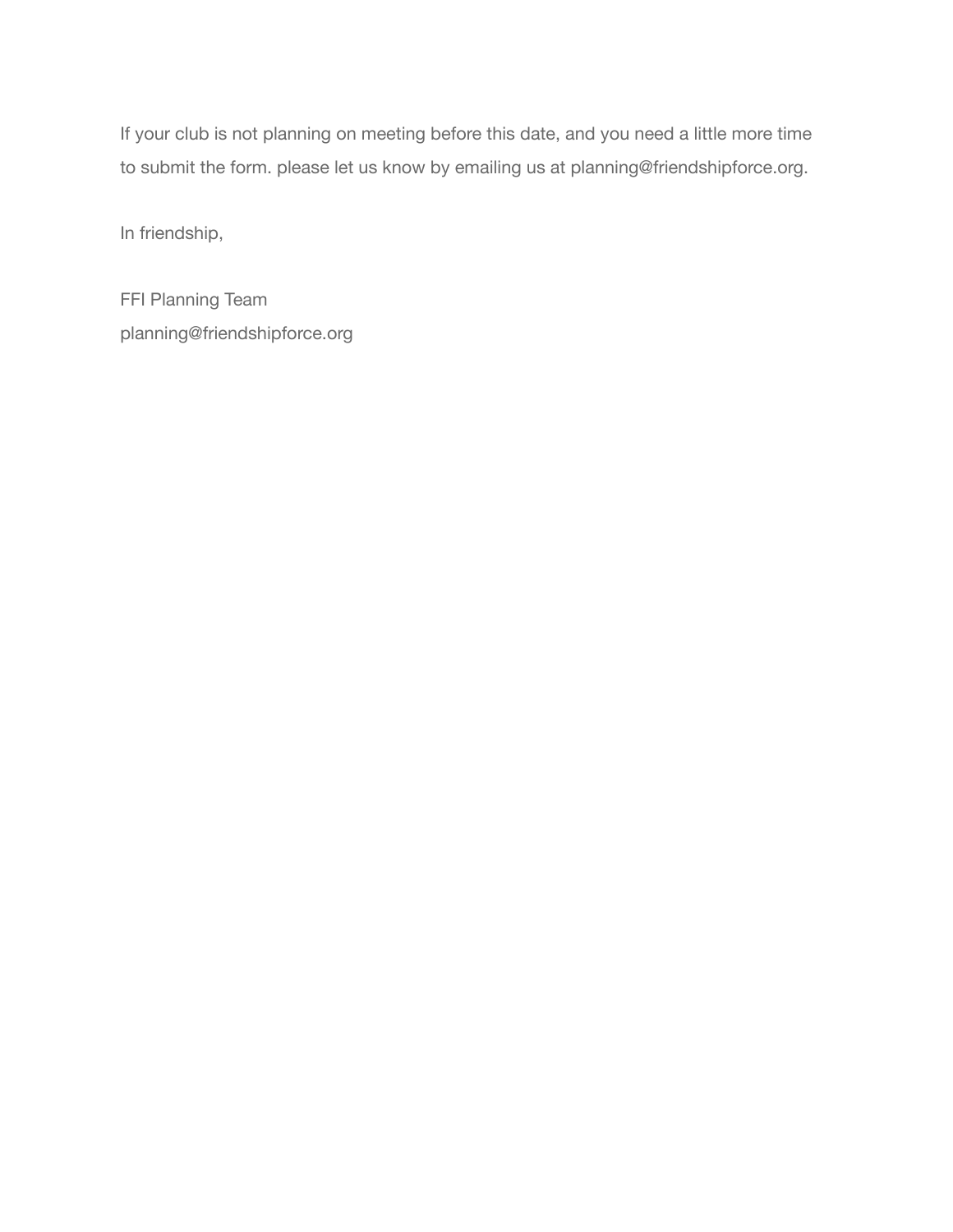If your club is not planning on meeting before this date, and you need a little more time to submit the form. please let us know by emailing us at planning@friendshipforce.org.

In friendship,

FFI Planning Team
planning@friendshipforce.org